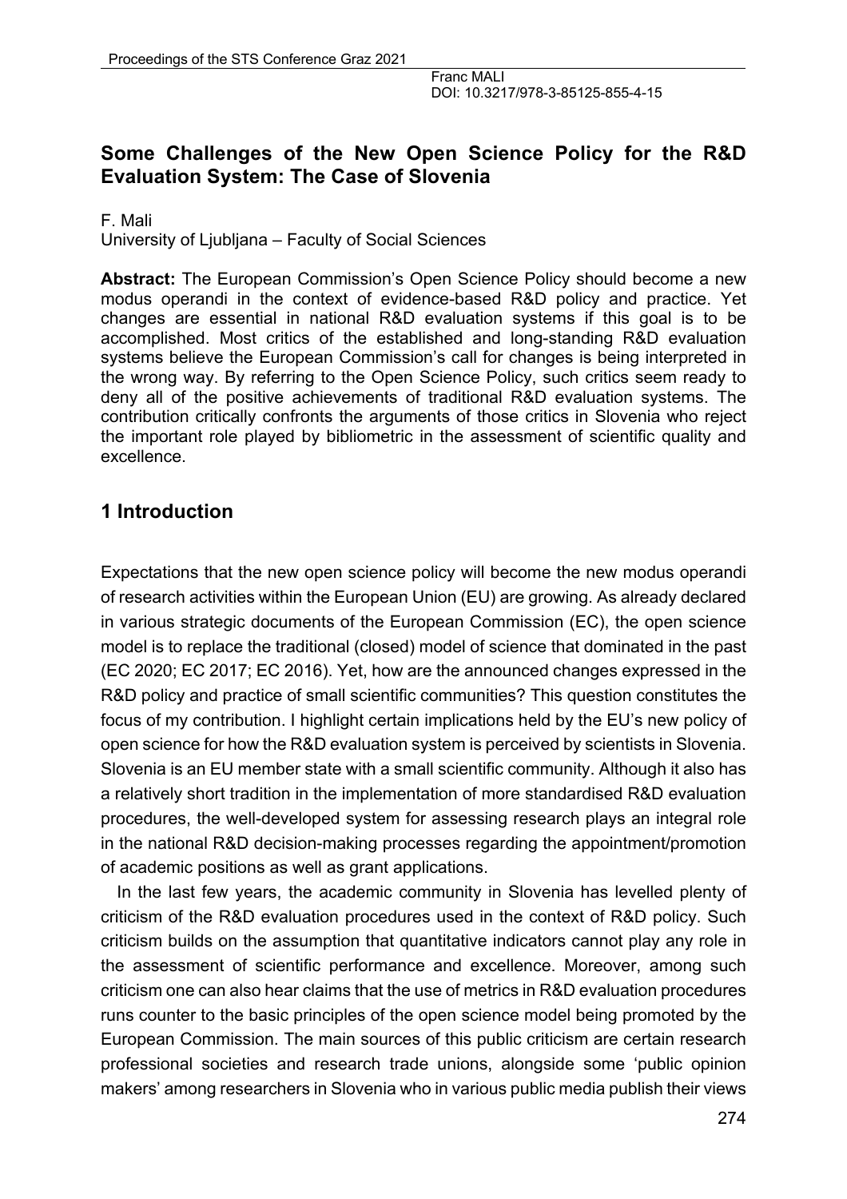Franc MALI
DOI: 10.3217/978-3-85125-855-4-15

# Some Challenges of the New Open Science Policy for the R&D Evaluation System: The Case of Slovenia

F. Mali
University of Ljubljana – Faculty of Social Sciences

**Abstract:** The European Commission's Open Science Policy should become a new modus operandi in the context of evidence-based R&D policy and practice. Yet changes are essential in national R&D evaluation systems if this goal is to be accomplished. Most critics of the established and long-standing R&D evaluation systems believe the European Commission's call for changes is being interpreted in the wrong way. By referring to the Open Science Policy, such critics seem ready to deny all of the positive achievements of traditional R&D evaluation systems. The contribution critically confronts the arguments of those critics in Slovenia who reject the important role played by bibliometric in the assessment of scientific quality and excellence.

## 1 Introduction

Expectations that the new open science policy will become the new modus operandi of research activities within the European Union (EU) are growing. As already declared in various strategic documents of the European Commission (EC), the open science model is to replace the traditional (closed) model of science that dominated in the past (EC 2020; EC 2017; EC 2016). Yet, how are the announced changes expressed in the R&D policy and practice of small scientific communities? This question constitutes the focus of my contribution. I highlight certain implications held by the EU's new policy of open science for how the R&D evaluation system is perceived by scientists in Slovenia. Slovenia is an EU member state with a small scientific community. Although it also has a relatively short tradition in the implementation of more standardised R&D evaluation procedures, the well-developed system for assessing research plays an integral role in the national R&D decision-making processes regarding the appointment/promotion of academic positions as well as grant applications.

In the last few years, the academic community in Slovenia has levelled plenty of criticism of the R&D evaluation procedures used in the context of R&D policy. Such criticism builds on the assumption that quantitative indicators cannot play any role in the assessment of scientific performance and excellence. Moreover, among such criticism one can also hear claims that the use of metrics in R&D evaluation procedures runs counter to the basic principles of the open science model being promoted by the European Commission. The main sources of this public criticism are certain research professional societies and research trade unions, alongside some 'public opinion makers' among researchers in Slovenia who in various public media publish their views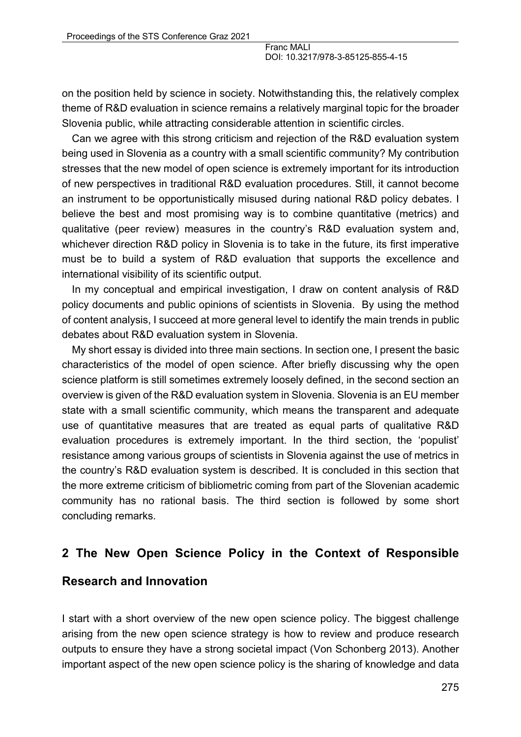on the position held by science in society. Notwithstanding this, the relatively complex theme of R&D evaluation in science remains a relatively marginal topic for the broader Slovenia public, while attracting considerable attention in scientific circles.

Can we agree with this strong criticism and rejection of the R&D evaluation system being used in Slovenia as a country with a small scientific community? My contribution stresses that the new model of open science is extremely important for its introduction of new perspectives in traditional R&D evaluation procedures. Still, it cannot become an instrument to be opportunistically misused during national R&D policy debates. I believe the best and most promising way is to combine quantitative (metrics) and qualitative (peer review) measures in the country's R&D evaluation system and, whichever direction R&D policy in Slovenia is to take in the future, its first imperative must be to build a system of R&D evaluation that supports the excellence and international visibility of its scientific output.

In my conceptual and empirical investigation, I draw on content analysis of R&D policy documents and public opinions of scientists in Slovenia. By using the method of content analysis, I succeed at more general level to identify the main trends in public debates about R&D evaluation system in Slovenia.

My short essay is divided into three main sections. In section one, I present the basic characteristics of the model of open science. After briefly discussing why the open science platform is still sometimes extremely loosely defined, in the second section an overview is given of the R&D evaluation system in Slovenia. Slovenia is an EU member state with a small scientific community, which means the transparent and adequate use of quantitative measures that are treated as equal parts of qualitative R&D evaluation procedures is extremely important. In the third section, the 'populist' resistance among various groups of scientists in Slovenia against the use of metrics in the country's R&D evaluation system is described. It is concluded in this section that the more extreme criticism of bibliometric coming from part of the Slovenian academic community has no rational basis. The third section is followed by some short concluding remarks.

## 2 The New Open Science Policy in the Context of Responsible Research and Innovation

I start with a short overview of the new open science policy. The biggest challenge arising from the new open science strategy is how to review and produce research outputs to ensure they have a strong societal impact (Von Schonberg 2013). Another important aspect of the new open science policy is the sharing of knowledge and data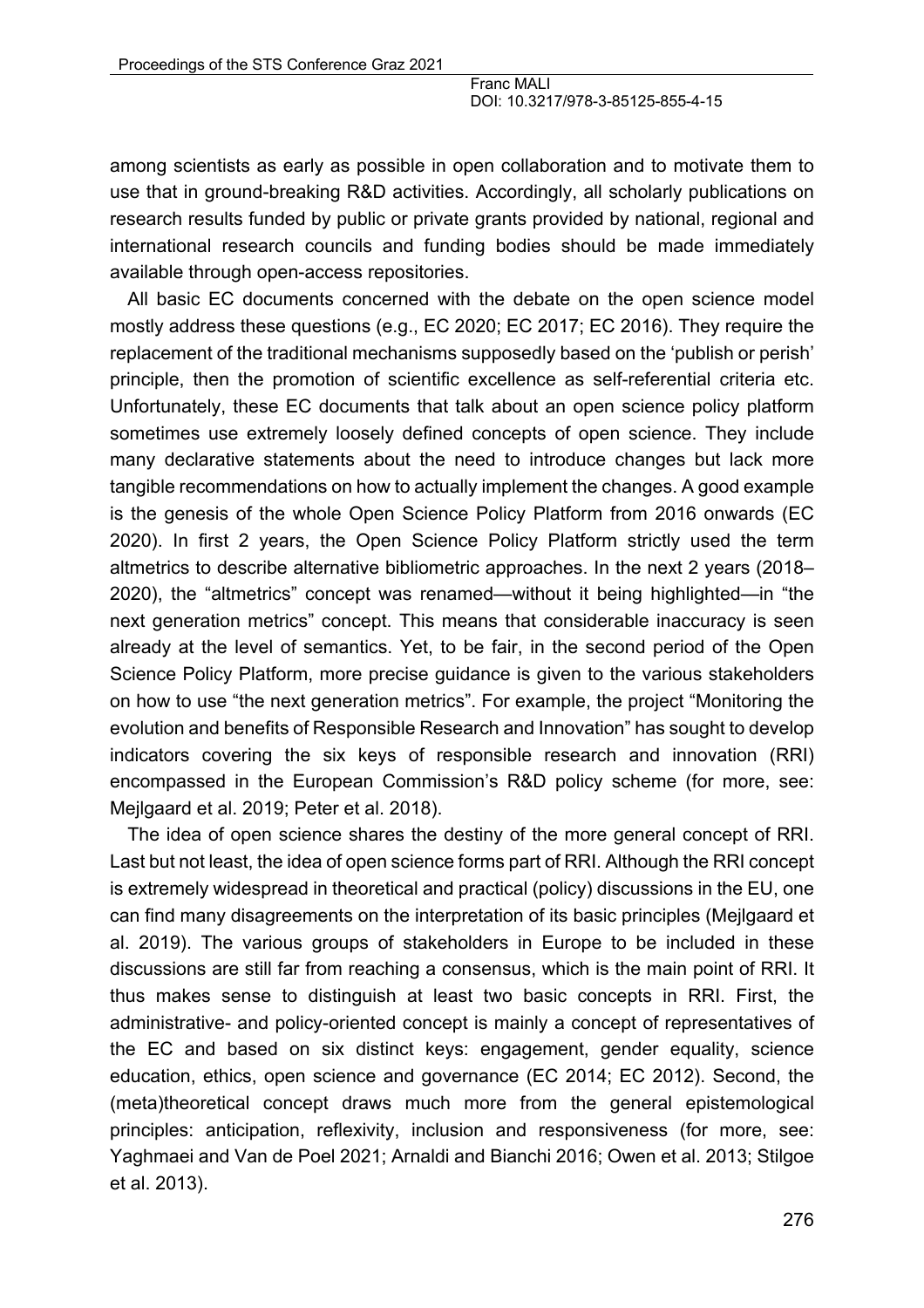among scientists as early as possible in open collaboration and to motivate them to use that in ground-breaking R&D activities. Accordingly, all scholarly publications on research results funded by public or private grants provided by national, regional and international research councils and funding bodies should be made immediately available through open-access repositories.

All basic EC documents concerned with the debate on the open science model mostly address these questions (e.g., EC 2020; EC 2017; EC 2016). They require the replacement of the traditional mechanisms supposedly based on the 'publish or perish' principle, then the promotion of scientific excellence as self-referential criteria etc. Unfortunately, these EC documents that talk about an open science policy platform sometimes use extremely loosely defined concepts of open science. They include many declarative statements about the need to introduce changes but lack more tangible recommendations on how to actually implement the changes. A good example is the genesis of the whole Open Science Policy Platform from 2016 onwards (EC 2020). In first 2 years, the Open Science Policy Platform strictly used the term altmetrics to describe alternative bibliometric approaches. In the next 2 years (2018–2020), the "altmetrics" concept was renamed—without it being highlighted—in "the next generation metrics" concept. This means that considerable inaccuracy is seen already at the level of semantics. Yet, to be fair, in the second period of the Open Science Policy Platform, more precise guidance is given to the various stakeholders on how to use "the next generation metrics". For example, the project "Monitoring the evolution and benefits of Responsible Research and Innovation" has sought to develop indicators covering the six keys of responsible research and innovation (RRI) encompassed in the European Commission's R&D policy scheme (for more, see: Mejlgaard et al. 2019; Peter et al. 2018).

The idea of open science shares the destiny of the more general concept of RRI. Last but not least, the idea of open science forms part of RRI. Although the RRI concept is extremely widespread in theoretical and practical (policy) discussions in the EU, one can find many disagreements on the interpretation of its basic principles (Mejlgaard et al. 2019). The various groups of stakeholders in Europe to be included in these discussions are still far from reaching a consensus, which is the main point of RRI. It thus makes sense to distinguish at least two basic concepts in RRI. First, the administrative- and policy-oriented concept is mainly a concept of representatives of the EC and based on six distinct keys: engagement, gender equality, science education, ethics, open science and governance (EC 2014; EC 2012). Second, the (meta)theoretical concept draws much more from the general epistemological principles: anticipation, reflexivity, inclusion and responsiveness (for more, see: Yaghmaei and Van de Poel 2021; Arnaldi and Bianchi 2016; Owen et al. 2013; Stilgoe et al. 2013).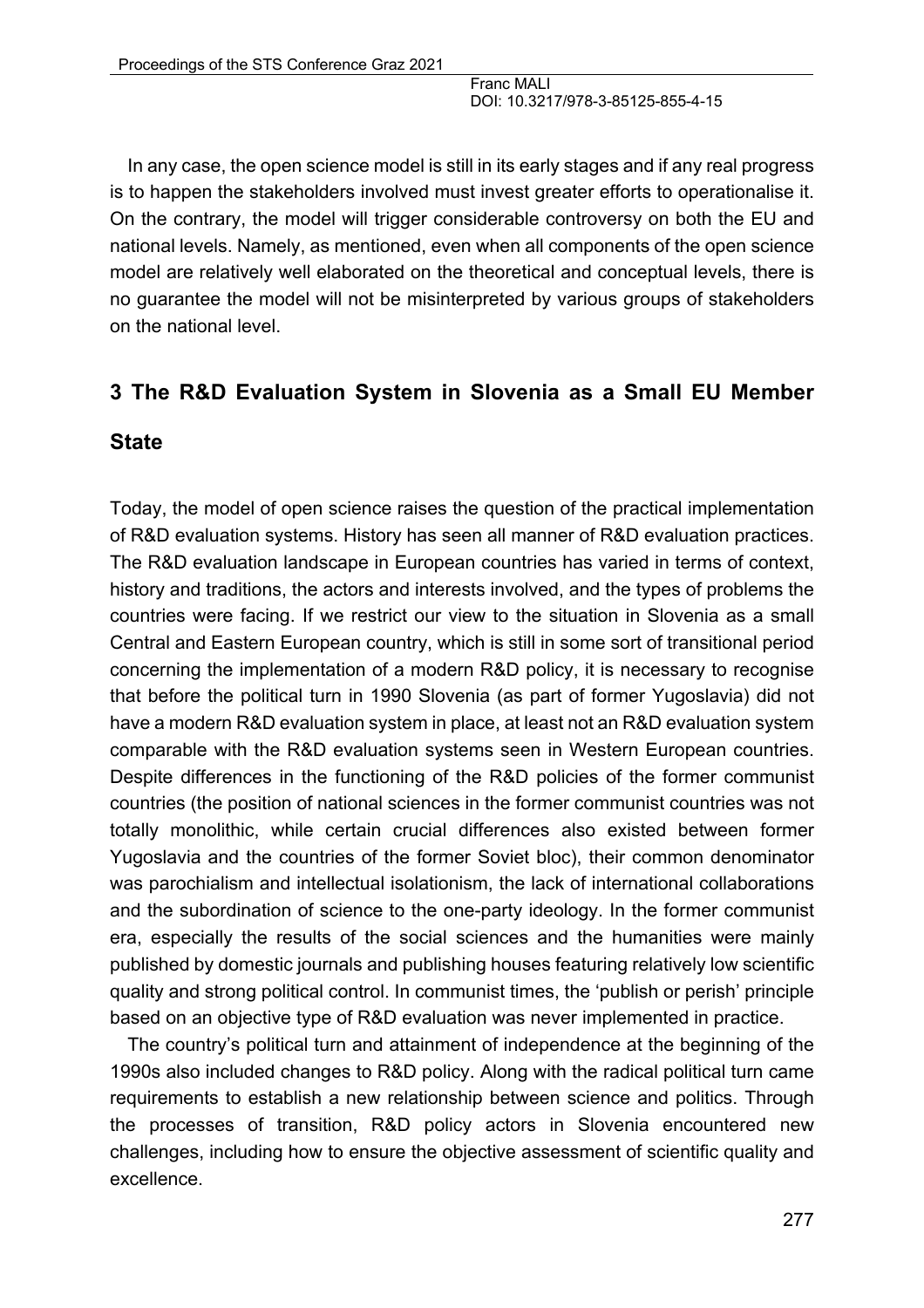In any case, the open science model is still in its early stages and if any real progress is to happen the stakeholders involved must invest greater efforts to operationalise it. On the contrary, the model will trigger considerable controversy on both the EU and national levels. Namely, as mentioned, even when all components of the open science model are relatively well elaborated on the theoretical and conceptual levels, there is no guarantee the model will not be misinterpreted by various groups of stakeholders on the national level.

## 3 The R&D Evaluation System in Slovenia as a Small EU Member State

Today, the model of open science raises the question of the practical implementation of R&D evaluation systems. History has seen all manner of R&D evaluation practices. The R&D evaluation landscape in European countries has varied in terms of context, history and traditions, the actors and interests involved, and the types of problems the countries were facing. If we restrict our view to the situation in Slovenia as a small Central and Eastern European country, which is still in some sort of transitional period concerning the implementation of a modern R&D policy, it is necessary to recognise that before the political turn in 1990 Slovenia (as part of former Yugoslavia) did not have a modern R&D evaluation system in place, at least not an R&D evaluation system comparable with the R&D evaluation systems seen in Western European countries. Despite differences in the functioning of the R&D policies of the former communist countries (the position of national sciences in the former communist countries was not totally monolithic, while certain crucial differences also existed between former Yugoslavia and the countries of the former Soviet bloc), their common denominator was parochialism and intellectual isolationism, the lack of international collaborations and the subordination of science to the one-party ideology. In the former communist era, especially the results of the social sciences and the humanities were mainly published by domestic journals and publishing houses featuring relatively low scientific quality and strong political control. In communist times, the 'publish or perish' principle based on an objective type of R&D evaluation was never implemented in practice.

The country's political turn and attainment of independence at the beginning of the 1990s also included changes to R&D policy. Along with the radical political turn came requirements to establish a new relationship between science and politics. Through the processes of transition, R&D policy actors in Slovenia encountered new challenges, including how to ensure the objective assessment of scientific quality and excellence.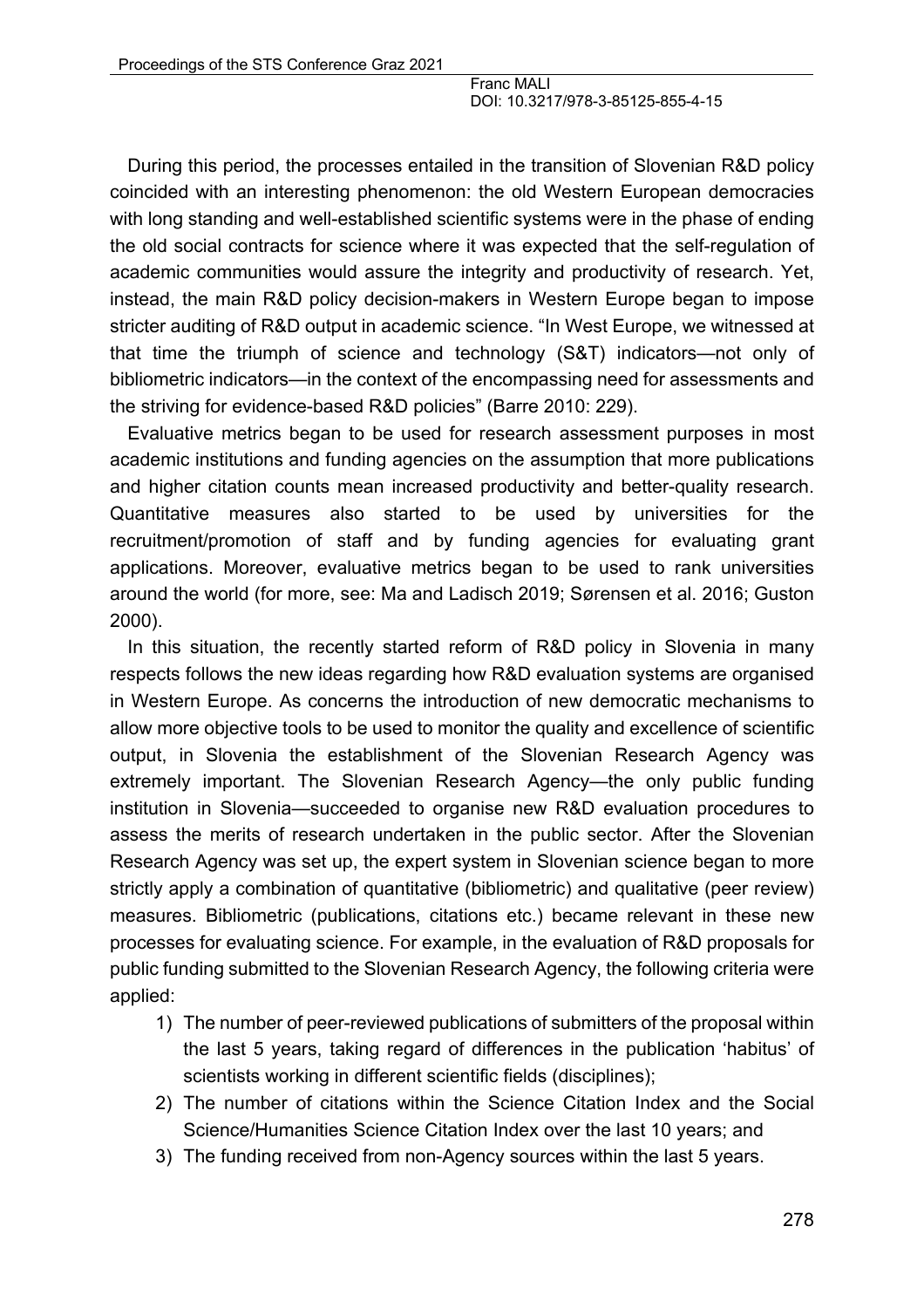During this period, the processes entailed in the transition of Slovenian R&D policy coincided with an interesting phenomenon: the old Western European democracies with long standing and well-established scientific systems were in the phase of ending the old social contracts for science where it was expected that the self-regulation of academic communities would assure the integrity and productivity of research. Yet, instead, the main R&D policy decision-makers in Western Europe began to impose stricter auditing of R&D output in academic science. "In West Europe, we witnessed at that time the triumph of science and technology (S&T) indicators—not only of bibliometric indicators—in the context of the encompassing need for assessments and the striving for evidence-based R&D policies" (Barre 2010: 229).

Evaluative metrics began to be used for research assessment purposes in most academic institutions and funding agencies on the assumption that more publications and higher citation counts mean increased productivity and better-quality research. Quantitative measures also started to be used by universities for the recruitment/promotion of staff and by funding agencies for evaluating grant applications. Moreover, evaluative metrics began to be used to rank universities around the world (for more, see: Ma and Ladisch 2019; Sørensen et al. 2016; Guston 2000).

In this situation, the recently started reform of R&D policy in Slovenia in many respects follows the new ideas regarding how R&D evaluation systems are organised in Western Europe. As concerns the introduction of new democratic mechanisms to allow more objective tools to be used to monitor the quality and excellence of scientific output, in Slovenia the establishment of the Slovenian Research Agency was extremely important. The Slovenian Research Agency—the only public funding institution in Slovenia—succeeded to organise new R&D evaluation procedures to assess the merits of research undertaken in the public sector. After the Slovenian Research Agency was set up, the expert system in Slovenian science began to more strictly apply a combination of quantitative (bibliometric) and qualitative (peer review) measures. Bibliometric (publications, citations etc.) became relevant in these new processes for evaluating science. For example, in the evaluation of R&D proposals for public funding submitted to the Slovenian Research Agency, the following criteria were applied:

1) The number of peer-reviewed publications of submitters of the proposal within the last 5 years, taking regard of differences in the publication 'habitus' of scientists working in different scientific fields (disciplines);
2) The number of citations within the Science Citation Index and the Social Science/Humanities Science Citation Index over the last 10 years; and
3) The funding received from non-Agency sources within the last 5 years.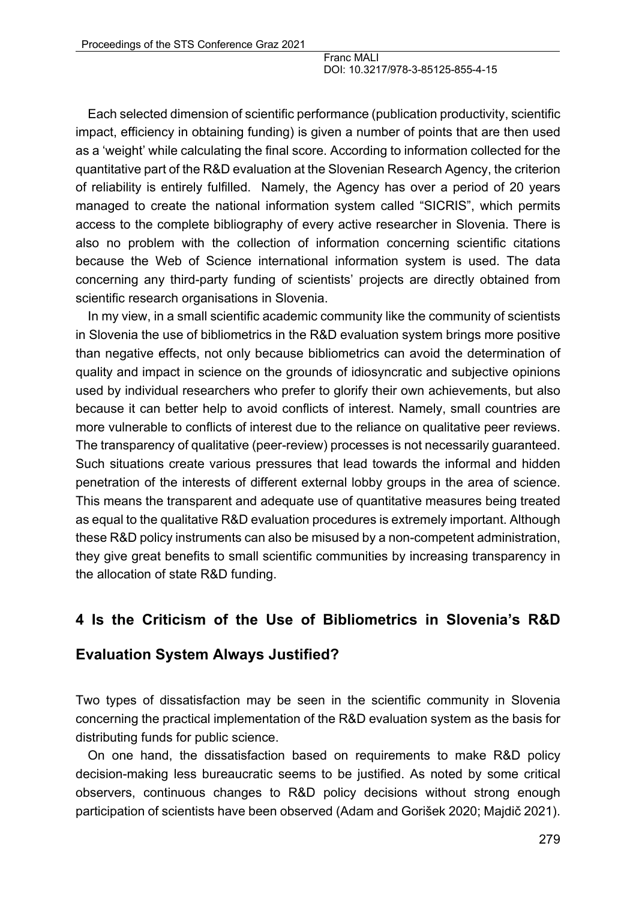Each selected dimension of scientific performance (publication productivity, scientific impact, efficiency in obtaining funding) is given a number of points that are then used as a 'weight' while calculating the final score. According to information collected for the quantitative part of the R&D evaluation at the Slovenian Research Agency, the criterion of reliability is entirely fulfilled. Namely, the Agency has over a period of 20 years managed to create the national information system called "SICRIS", which permits access to the complete bibliography of every active researcher in Slovenia. There is also no problem with the collection of information concerning scientific citations because the Web of Science international information system is used. The data concerning any third-party funding of scientists' projects are directly obtained from scientific research organisations in Slovenia.

In my view, in a small scientific academic community like the community of scientists in Slovenia the use of bibliometrics in the R&D evaluation system brings more positive than negative effects, not only because bibliometrics can avoid the determination of quality and impact in science on the grounds of idiosyncratic and subjective opinions used by individual researchers who prefer to glorify their own achievements, but also because it can better help to avoid conflicts of interest. Namely, small countries are more vulnerable to conflicts of interest due to the reliance on qualitative peer reviews. The transparency of qualitative (peer-review) processes is not necessarily guaranteed. Such situations create various pressures that lead towards the informal and hidden penetration of the interests of different external lobby groups in the area of science. This means the transparent and adequate use of quantitative measures being treated as equal to the qualitative R&D evaluation procedures is extremely important. Although these R&D policy instruments can also be misused by a non-competent administration, they give great benefits to small scientific communities by increasing transparency in the allocation of state R&D funding.

## 4 Is the Criticism of the Use of Bibliometrics in Slovenia's R&D Evaluation System Always Justified?

Two types of dissatisfaction may be seen in the scientific community in Slovenia concerning the practical implementation of the R&D evaluation system as the basis for distributing funds for public science.

On one hand, the dissatisfaction based on requirements to make R&D policy decision-making less bureaucratic seems to be justified. As noted by some critical observers, continuous changes to R&D policy decisions without strong enough participation of scientists have been observed (Adam and Gorišek 2020; Majdič 2021).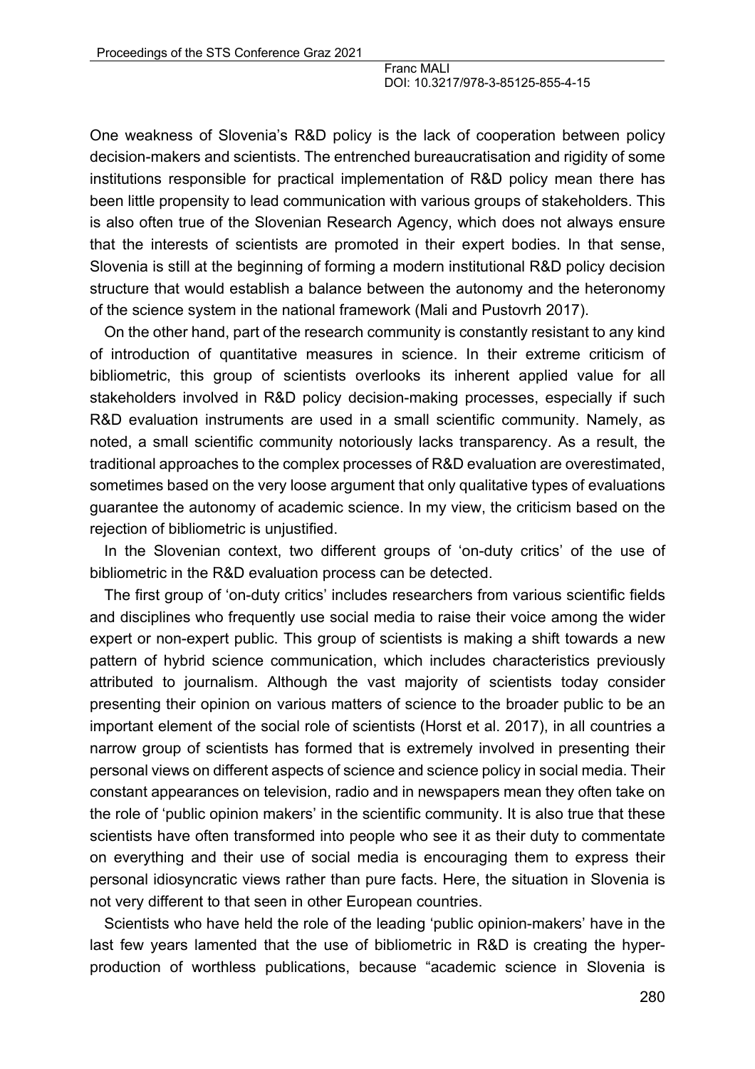One weakness of Slovenia's R&D policy is the lack of cooperation between policy decision-makers and scientists. The entrenched bureaucratisation and rigidity of some institutions responsible for practical implementation of R&D policy mean there has been little propensity to lead communication with various groups of stakeholders. This is also often true of the Slovenian Research Agency, which does not always ensure that the interests of scientists are promoted in their expert bodies. In that sense, Slovenia is still at the beginning of forming a modern institutional R&D policy decision structure that would establish a balance between the autonomy and the heteronomy of the science system in the national framework (Mali and Pustovrh 2017).

On the other hand, part of the research community is constantly resistant to any kind of introduction of quantitative measures in science. In their extreme criticism of bibliometric, this group of scientists overlooks its inherent applied value for all stakeholders involved in R&D policy decision-making processes, especially if such R&D evaluation instruments are used in a small scientific community. Namely, as noted, a small scientific community notoriously lacks transparency. As a result, the traditional approaches to the complex processes of R&D evaluation are overestimated, sometimes based on the very loose argument that only qualitative types of evaluations guarantee the autonomy of academic science. In my view, the criticism based on the rejection of bibliometric is unjustified.

In the Slovenian context, two different groups of 'on-duty critics' of the use of bibliometric in the R&D evaluation process can be detected.

The first group of 'on-duty critics' includes researchers from various scientific fields and disciplines who frequently use social media to raise their voice among the wider expert or non-expert public. This group of scientists is making a shift towards a new pattern of hybrid science communication, which includes characteristics previously attributed to journalism. Although the vast majority of scientists today consider presenting their opinion on various matters of science to the broader public to be an important element of the social role of scientists (Horst et al. 2017), in all countries a narrow group of scientists has formed that is extremely involved in presenting their personal views on different aspects of science and science policy in social media. Their constant appearances on television, radio and in newspapers mean they often take on the role of 'public opinion makers' in the scientific community. It is also true that these scientists have often transformed into people who see it as their duty to commentate on everything and their use of social media is encouraging them to express their personal idiosyncratic views rather than pure facts. Here, the situation in Slovenia is not very different to that seen in other European countries.

Scientists who have held the role of the leading 'public opinion-makers' have in the last few years lamented that the use of bibliometric in R&D is creating the hyper-production of worthless publications, because "academic science in Slovenia is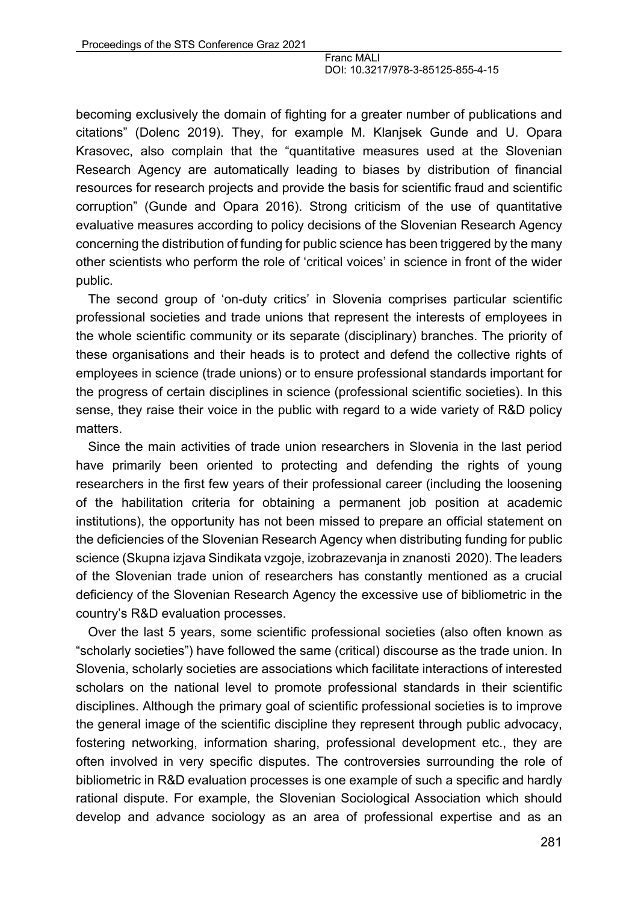becoming exclusively the domain of fighting for a greater number of publications and citations" (Dolenc 2019). They, for example M. Klanjsek Gunde and U. Opara Krasovec, also complain that the "quantitative measures used at the Slovenian Research Agency are automatically leading to biases by distribution of financial resources for research projects and provide the basis for scientific fraud and scientific corruption" (Gunde and Opara 2016). Strong criticism of the use of quantitative evaluative measures according to policy decisions of the Slovenian Research Agency concerning the distribution of funding for public science has been triggered by the many other scientists who perform the role of 'critical voices' in science in front of the wider public.

The second group of 'on-duty critics' in Slovenia comprises particular scientific professional societies and trade unions that represent the interests of employees in the whole scientific community or its separate (disciplinary) branches. The priority of these organisations and their heads is to protect and defend the collective rights of employees in science (trade unions) or to ensure professional standards important for the progress of certain disciplines in science (professional scientific societies). In this sense, they raise their voice in the public with regard to a wide variety of R&D policy matters.

Since the main activities of trade union researchers in Slovenia in the last period have primarily been oriented to protecting and defending the rights of young researchers in the first few years of their professional career (including the loosening of the habilitation criteria for obtaining a permanent job position at academic institutions), the opportunity has not been missed to prepare an official statement on the deficiencies of the Slovenian Research Agency when distributing funding for public science (Skupna izjava Sindikata vzgoje, izobrazevanja in znanosti 2020). The leaders of the Slovenian trade union of researchers has constantly mentioned as a crucial deficiency of the Slovenian Research Agency the excessive use of bibliometric in the country's R&D evaluation processes.

Over the last 5 years, some scientific professional societies (also often known as "scholarly societies") have followed the same (critical) discourse as the trade union. In Slovenia, scholarly societies are associations which facilitate interactions of interested scholars on the national level to promote professional standards in their scientific disciplines. Although the primary goal of scientific professional societies is to improve the general image of the scientific discipline they represent through public advocacy, fostering networking, information sharing, professional development etc., they are often involved in very specific disputes. The controversies surrounding the role of bibliometric in R&D evaluation processes is one example of such a specific and hardly rational dispute. For example, the Slovenian Sociological Association which should develop and advance sociology as an area of professional expertise and as an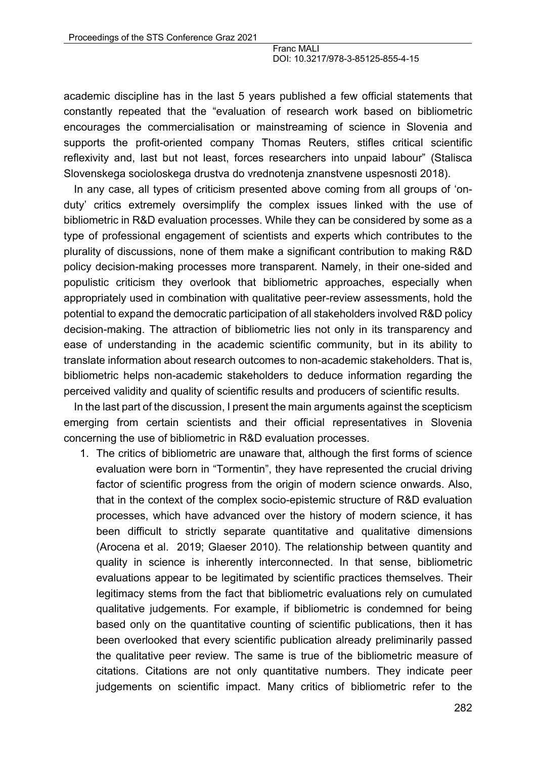academic discipline has in the last 5 years published a few official statements that constantly repeated that the "evaluation of research work based on bibliometric encourages the commercialisation or mainstreaming of science in Slovenia and supports the profit-oriented company Thomas Reuters, stifles critical scientific reflexivity and, last but not least, forces researchers into unpaid labour" (Stalisca Slovenskega socioloskega drustva do vrednotenja znanstvene uspesnosti 2018).

In any case, all types of criticism presented above coming from all groups of 'on-duty' critics extremely oversimplify the complex issues linked with the use of bibliometric in R&D evaluation processes. While they can be considered by some as a type of professional engagement of scientists and experts which contributes to the plurality of discussions, none of them make a significant contribution to making R&D policy decision-making processes more transparent. Namely, in their one-sided and populistic criticism they overlook that bibliometric approaches, especially when appropriately used in combination with qualitative peer-review assessments, hold the potential to expand the democratic participation of all stakeholders involved R&D policy decision-making. The attraction of bibliometric lies not only in its transparency and ease of understanding in the academic scientific community, but in its ability to translate information about research outcomes to non-academic stakeholders. That is, bibliometric helps non-academic stakeholders to deduce information regarding the perceived validity and quality of scientific results and producers of scientific results.

In the last part of the discussion, I present the main arguments against the scepticism emerging from certain scientists and their official representatives in Slovenia concerning the use of bibliometric in R&D evaluation processes.

1. The critics of bibliometric are unaware that, although the first forms of science evaluation were born in "Tormentin", they have represented the crucial driving factor of scientific progress from the origin of modern science onwards. Also, that in the context of the complex socio-epistemic structure of R&D evaluation processes, which have advanced over the history of modern science, it has been difficult to strictly separate quantitative and qualitative dimensions (Arocena et al. 2019; Glaeser 2010). The relationship between quantity and quality in science is inherently interconnected. In that sense, bibliometric evaluations appear to be legitimated by scientific practices themselves. Their legitimacy stems from the fact that bibliometric evaluations rely on cumulated qualitative judgements. For example, if bibliometric is condemned for being based only on the quantitative counting of scientific publications, then it has been overlooked that every scientific publication already preliminarily passed the qualitative peer review. The same is true of the bibliometric measure of citations. Citations are not only quantitative numbers. They indicate peer judgements on scientific impact. Many critics of bibliometric refer to the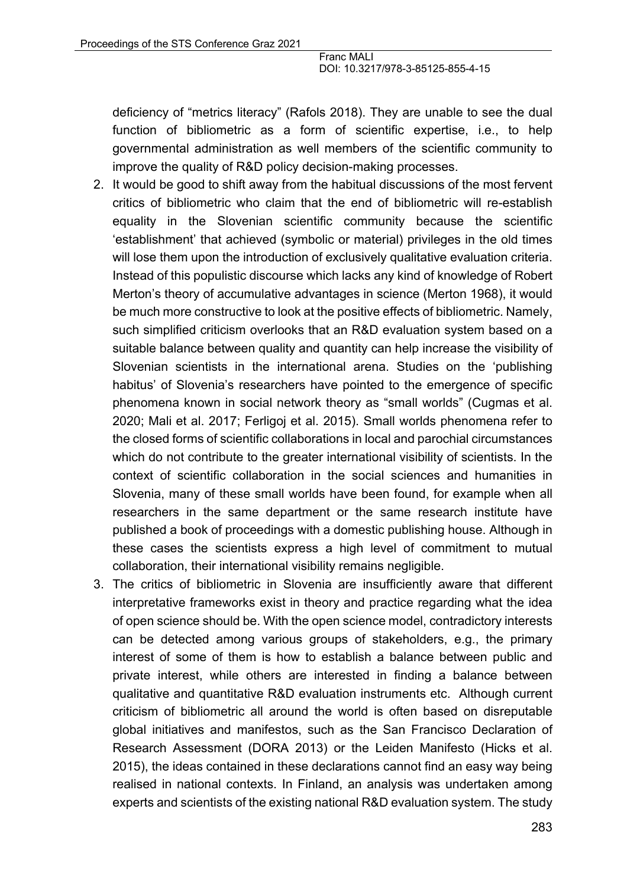deficiency of "metrics literacy" (Rafols 2018). They are unable to see the dual function of bibliometric as a form of scientific expertise, i.e., to help governmental administration as well members of the scientific community to improve the quality of R&D policy decision-making processes.

2. It would be good to shift away from the habitual discussions of the most fervent critics of bibliometric who claim that the end of bibliometric will re-establish equality in the Slovenian scientific community because the scientific 'establishment' that achieved (symbolic or material) privileges in the old times will lose them upon the introduction of exclusively qualitative evaluation criteria. Instead of this populistic discourse which lacks any kind of knowledge of Robert Merton's theory of accumulative advantages in science (Merton 1968), it would be much more constructive to look at the positive effects of bibliometric. Namely, such simplified criticism overlooks that an R&D evaluation system based on a suitable balance between quality and quantity can help increase the visibility of Slovenian scientists in the international arena. Studies on the 'publishing habitus' of Slovenia's researchers have pointed to the emergence of specific phenomena known in social network theory as "small worlds" (Cugmas et al. 2020; Mali et al. 2017; Ferligoj et al. 2015). Small worlds phenomena refer to the closed forms of scientific collaborations in local and parochial circumstances which do not contribute to the greater international visibility of scientists. In the context of scientific collaboration in the social sciences and humanities in Slovenia, many of these small worlds have been found, for example when all researchers in the same department or the same research institute have published a book of proceedings with a domestic publishing house. Although in these cases the scientists express a high level of commitment to mutual collaboration, their international visibility remains negligible.
3. The critics of bibliometric in Slovenia are insufficiently aware that different interpretative frameworks exist in theory and practice regarding what the idea of open science should be. With the open science model, contradictory interests can be detected among various groups of stakeholders, e.g., the primary interest of some of them is how to establish a balance between public and private interest, while others are interested in finding a balance between qualitative and quantitative R&D evaluation instruments etc. Although current criticism of bibliometric all around the world is often based on disreputable global initiatives and manifestos, such as the San Francisco Declaration of Research Assessment (DORA 2013) or the Leiden Manifesto (Hicks et al. 2015), the ideas contained in these declarations cannot find an easy way being realised in national contexts. In Finland, an analysis was undertaken among experts and scientists of the existing national R&D evaluation system. The study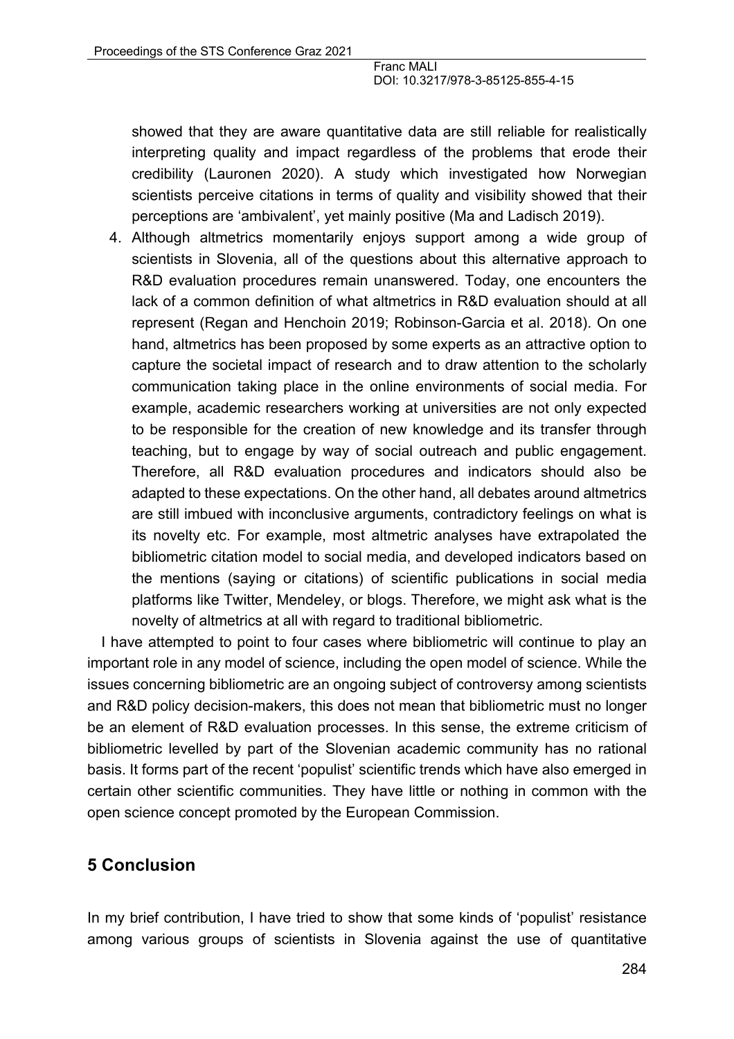showed that they are aware quantitative data are still reliable for realistically interpreting quality and impact regardless of the problems that erode their credibility (Lauronen 2020). A study which investigated how Norwegian scientists perceive citations in terms of quality and visibility showed that their perceptions are 'ambivalent', yet mainly positive (Ma and Ladisch 2019).

4. Although altmetrics momentarily enjoys support among a wide group of scientists in Slovenia, all of the questions about this alternative approach to R&D evaluation procedures remain unanswered. Today, one encounters the lack of a common definition of what altmetrics in R&D evaluation should at all represent (Regan and Henchoin 2019; Robinson-Garcia et al. 2018). On one hand, altmetrics has been proposed by some experts as an attractive option to capture the societal impact of research and to draw attention to the scholarly communication taking place in the online environments of social media. For example, academic researchers working at universities are not only expected to be responsible for the creation of new knowledge and its transfer through teaching, but to engage by way of social outreach and public engagement. Therefore, all R&D evaluation procedures and indicators should also be adapted to these expectations. On the other hand, all debates around altmetrics are still imbued with inconclusive arguments, contradictory feelings on what is its novelty etc. For example, most altmetric analyses have extrapolated the bibliometric citation model to social media, and developed indicators based on the mentions (saying or citations) of scientific publications in social media platforms like Twitter, Mendeley, or blogs. Therefore, we might ask what is the novelty of altmetrics at all with regard to traditional bibliometric.

I have attempted to point to four cases where bibliometric will continue to play an important role in any model of science, including the open model of science. While the issues concerning bibliometric are an ongoing subject of controversy among scientists and R&D policy decision-makers, this does not mean that bibliometric must no longer be an element of R&D evaluation processes. In this sense, the extreme criticism of bibliometric levelled by part of the Slovenian academic community has no rational basis. It forms part of the recent 'populist' scientific trends which have also emerged in certain other scientific communities. They have little or nothing in common with the open science concept promoted by the European Commission.

## 5 Conclusion

In my brief contribution, I have tried to show that some kinds of 'populist' resistance among various groups of scientists in Slovenia against the use of quantitative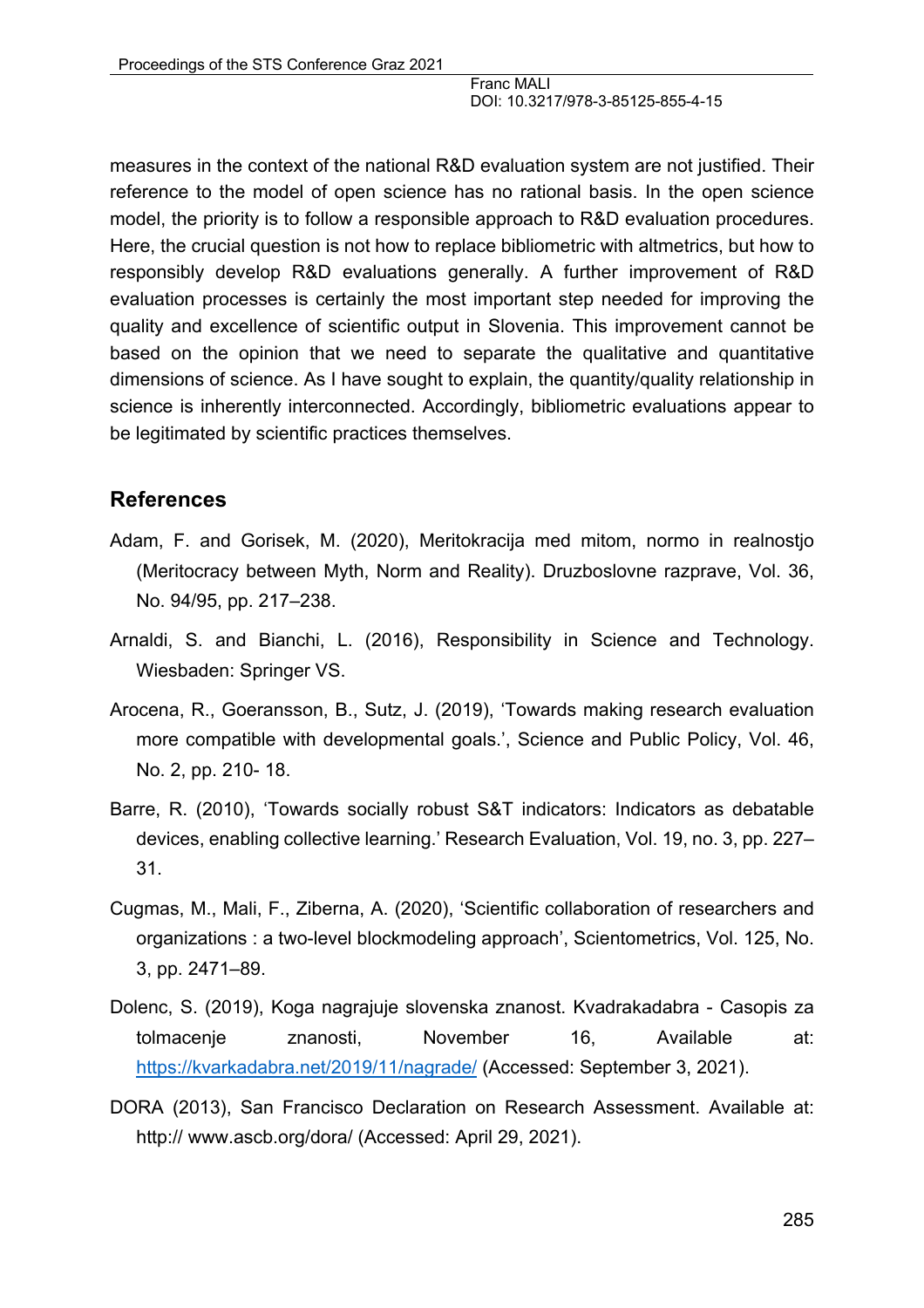measures in the context of the national R&D evaluation system are not justified. Their reference to the model of open science has no rational basis. In the open science model, the priority is to follow a responsible approach to R&D evaluation procedures. Here, the crucial question is not how to replace bibliometric with altmetrics, but how to responsibly develop R&D evaluations generally. A further improvement of R&D evaluation processes is certainly the most important step needed for improving the quality and excellence of scientific output in Slovenia. This improvement cannot be based on the opinion that we need to separate the qualitative and quantitative dimensions of science. As I have sought to explain, the quantity/quality relationship in science is inherently interconnected. Accordingly, bibliometric evaluations appear to be legitimated by scientific practices themselves.

## References

Adam, F. and Gorisek, M. (2020), Meritokracija med mitom, normo in realnostjo (Meritocracy between Myth, Norm and Reality). Druzboslovne razprave, Vol. 36, No. 94/95, pp. 217–238.

Arnaldi, S. and Bianchi, L. (2016), Responsibility in Science and Technology. Wiesbaden: Springer VS.

Arocena, R., Goeransson, B., Sutz, J. (2019), 'Towards making research evaluation more compatible with developmental goals.', Science and Public Policy, Vol. 46, No. 2, pp. 210- 18.

Barre, R. (2010), 'Towards socially robust S&T indicators: Indicators as debatable devices, enabling collective learning.' Research Evaluation, Vol. 19, no. 3, pp. 227–31.

Cugmas, M., Mali, F., Ziberna, A. (2020), 'Scientific collaboration of researchers and organizations : a two-level blockmodeling approach', Scientometrics, Vol. 125, No. 3, pp. 2471–89.

Dolenc, S. (2019), Koga nagrajuje slovenska znanost. Kvadrakadabra - Casopis za tolmacenje znanosti, November 16, Available at: https://kvarkadabra.net/2019/11/nagrade/ (Accessed: September 3, 2021).

DORA (2013), San Francisco Declaration on Research Assessment. Available at: http:// www.ascb.org/dora/ (Accessed: April 29, 2021).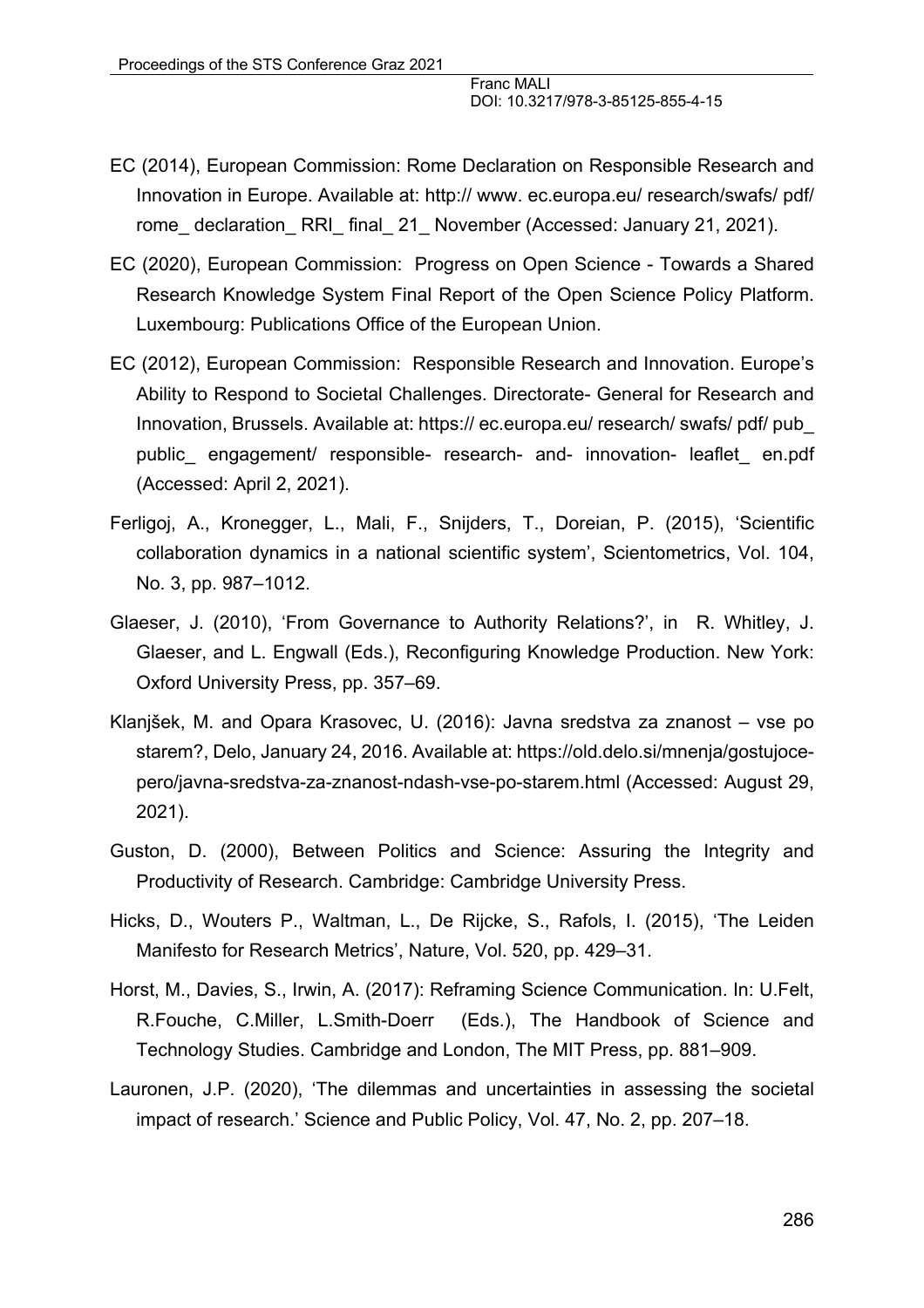EC (2014), European Commission: Rome Declaration on Responsible Research and Innovation in Europe. Available at: http:// www. ec.europa.eu/ research/swafs/ pdf/ rome_ declaration_ RRI_ final_ 21_ November (Accessed: January 21, 2021).

EC (2020), European Commission: Progress on Open Science - Towards a Shared Research Knowledge System Final Report of the Open Science Policy Platform. Luxembourg: Publications Office of the European Union.

EC (2012), European Commission: Responsible Research and Innovation. Europe's Ability to Respond to Societal Challenges. Directorate- General for Research and Innovation, Brussels. Available at: https:// ec.europa.eu/ research/ swafs/ pdf/ pub_ public_ engagement/ responsible- research- and- innovation- leaflet_ en.pdf (Accessed: April 2, 2021).

Ferligoj, A., Kronegger, L., Mali, F., Snijders, T., Doreian, P. (2015), 'Scientific collaboration dynamics in a national scientific system', Scientometrics, Vol. 104, No. 3, pp. 987–1012.

Glaeser, J. (2010), 'From Governance to Authority Relations?', in R. Whitley, J. Glaeser, and L. Engwall (Eds.), Reconfiguring Knowledge Production. New York: Oxford University Press, pp. 357–69.

Klanjšek, M. and Opara Krasovec, U. (2016): Javna sredstva za znanost – vse po starem?, Delo, January 24, 2016. Available at: https://old.delo.si/mnenja/gostujoce-pero/javna-sredstva-za-znanost-ndash-vse-po-starem.html (Accessed: August 29, 2021).

Guston, D. (2000), Between Politics and Science: Assuring the Integrity and Productivity of Research. Cambridge: Cambridge University Press.

Hicks, D., Wouters P., Waltman, L., De Rijcke, S., Rafols, I. (2015), 'The Leiden Manifesto for Research Metrics', Nature, Vol. 520, pp. 429–31.

Horst, M., Davies, S., Irwin, A. (2017): Reframing Science Communication. In: U.Felt, R.Fouche, C.Miller, L.Smith-Doerr (Eds.), The Handbook of Science and Technology Studies. Cambridge and London, The MIT Press, pp. 881–909.

Lauronen, J.P. (2020), 'The dilemmas and uncertainties in assessing the societal impact of research.' Science and Public Policy, Vol. 47, No. 2, pp. 207–18.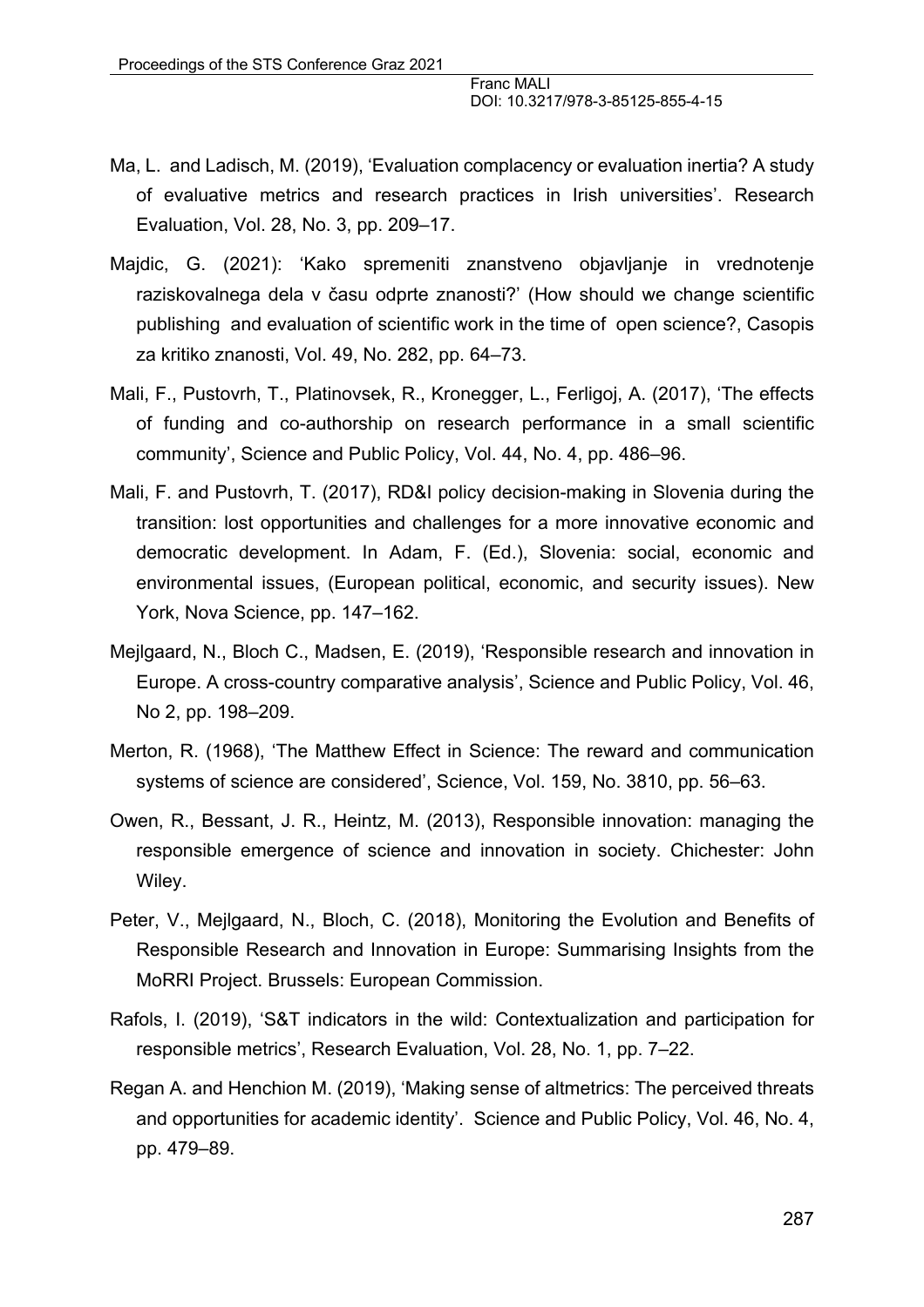Ma, L. and Ladisch, M. (2019), 'Evaluation complacency or evaluation inertia? A study of evaluative metrics and research practices in Irish universities'. Research Evaluation, Vol. 28, No. 3, pp. 209–17.

Majdic, G. (2021): 'Kako spremeniti znanstveno objavljanje in vrednotenje raziskovalnega dela v času odprte znanosti?' (How should we change scientific publishing and evaluation of scientific work in the time of open science?, Casopis za kritiko znanosti, Vol. 49, No. 282, pp. 64–73.

Mali, F., Pustovrh, T., Platinovsek, R., Kronegger, L., Ferligoj, A. (2017), 'The effects of funding and co-authorship on research performance in a small scientific community', Science and Public Policy, Vol. 44, No. 4, pp. 486–96.

Mali, F. and Pustovrh, T. (2017), RD&I policy decision-making in Slovenia during the transition: lost opportunities and challenges for a more innovative economic and democratic development. In Adam, F. (Ed.), Slovenia: social, economic and environmental issues, (European political, economic, and security issues). New York, Nova Science, pp. 147–162.

Mejlgaard, N., Bloch C., Madsen, E. (2019), 'Responsible research and innovation in Europe. A cross-country comparative analysis', Science and Public Policy, Vol. 46, No 2, pp. 198–209.

Merton, R. (1968), 'The Matthew Effect in Science: The reward and communication systems of science are considered', Science, Vol. 159, No. 3810, pp. 56–63.

Owen, R., Bessant, J. R., Heintz, M. (2013), Responsible innovation: managing the responsible emergence of science and innovation in society. Chichester: John Wiley.

Peter, V., Mejlgaard, N., Bloch, C. (2018), Monitoring the Evolution and Benefits of Responsible Research and Innovation in Europe: Summarising Insights from the MoRRI Project. Brussels: European Commission.

Rafols, I. (2019), 'S&T indicators in the wild: Contextualization and participation for responsible metrics', Research Evaluation, Vol. 28, No. 1, pp. 7–22.

Regan A. and Henchion M. (2019), 'Making sense of altmetrics: The perceived threats and opportunities for academic identity'. Science and Public Policy, Vol. 46, No. 4, pp. 479–89.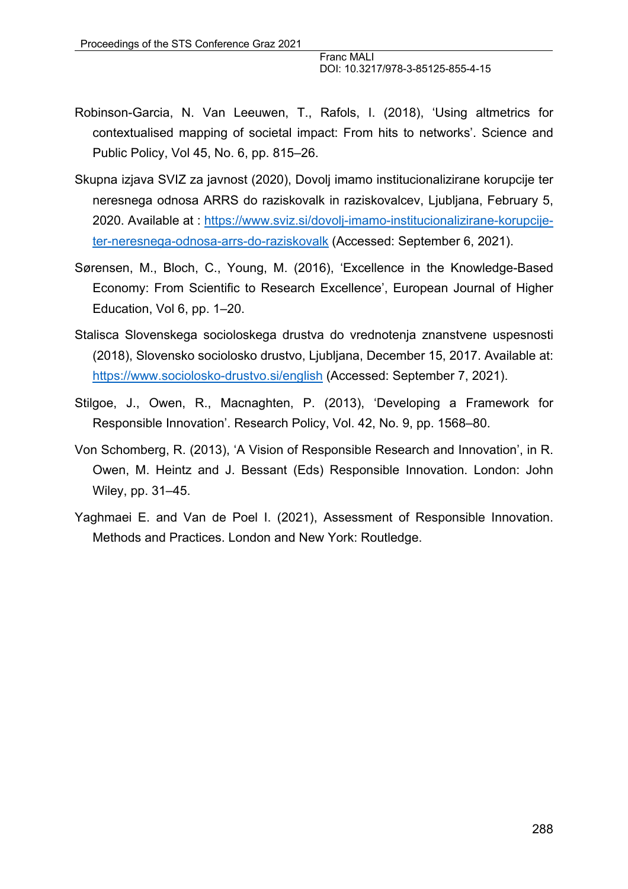Robinson-Garcia, N. Van Leeuwen, T., Rafols, I. (2018), 'Using altmetrics for contextualised mapping of societal impact: From hits to networks'. Science and Public Policy, Vol 45, No. 6, pp. 815–26.

Skupna izjava SVIZ za javnost (2020), Dovolj imamo institucionalizirane korupcije ter neresnega odnosa ARRS do raziskovalk in raziskovalcev, Ljubljana, February 5, 2020. Available at : [https://www.sviz.si/dovolj-imamo-institucionalizirane-korupcije-ter-neresnega-odnosa-arrs-do-raziskovalk](https://www.sviz.si/dovolj-imamo-institucionalizirane-korupcije-ter-neresnega-odnosa-arrs-do-raziskovalk) (Accessed: September 6, 2021).

Sørensen, M., Bloch, C., Young, M. (2016), 'Excellence in the Knowledge-Based Economy: From Scientific to Research Excellence', European Journal of Higher Education, Vol 6, pp. 1–20.

Stalisca Slovenskega socioloskega drustva do vrednotenja znanstvene uspesnosti (2018), Slovensko sociolosko drustvo, Ljubljana, December 15, 2017. Available at: [https://www.sociolosko-drustvo.si/english](https://www.sociolosko-drustvo.si/english) (Accessed: September 7, 2021).

Stilgoe, J., Owen, R., Macnaghten, P. (2013), 'Developing a Framework for Responsible Innovation'. Research Policy, Vol. 42, No. 9, pp. 1568–80.

Von Schomberg, R. (2013), 'A Vision of Responsible Research and Innovation', in R. Owen, M. Heintz and J. Bessant (Eds) Responsible Innovation. London: John Wiley, pp. 31–45.

Yaghmaei E. and Van de Poel I. (2021), Assessment of Responsible Innovation. Methods and Practices. London and New York: Routledge.